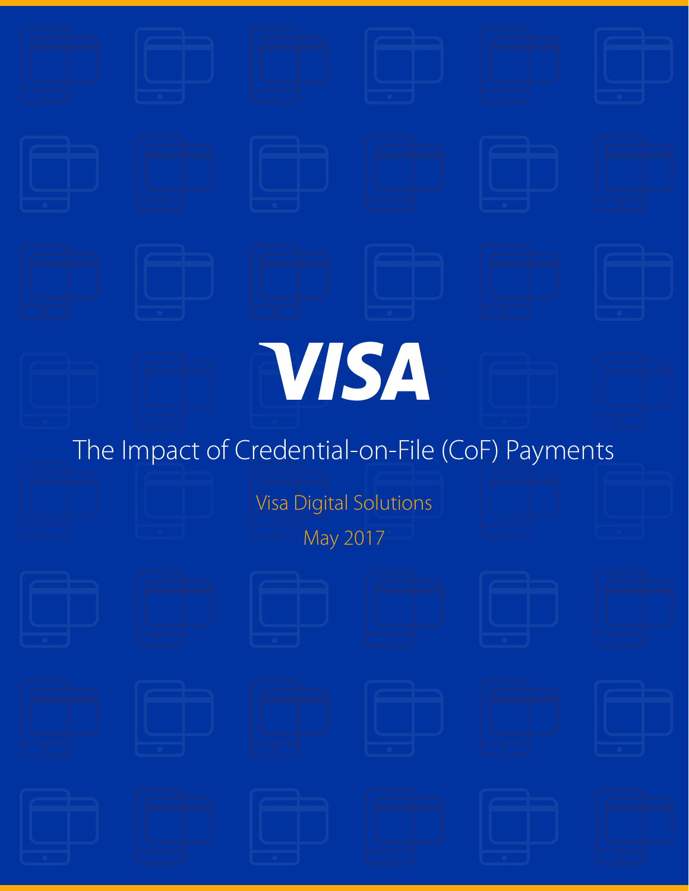VISA

# The Impact of Credential-on-File (CoF) Payments

Visa Digital Solutions

May 2017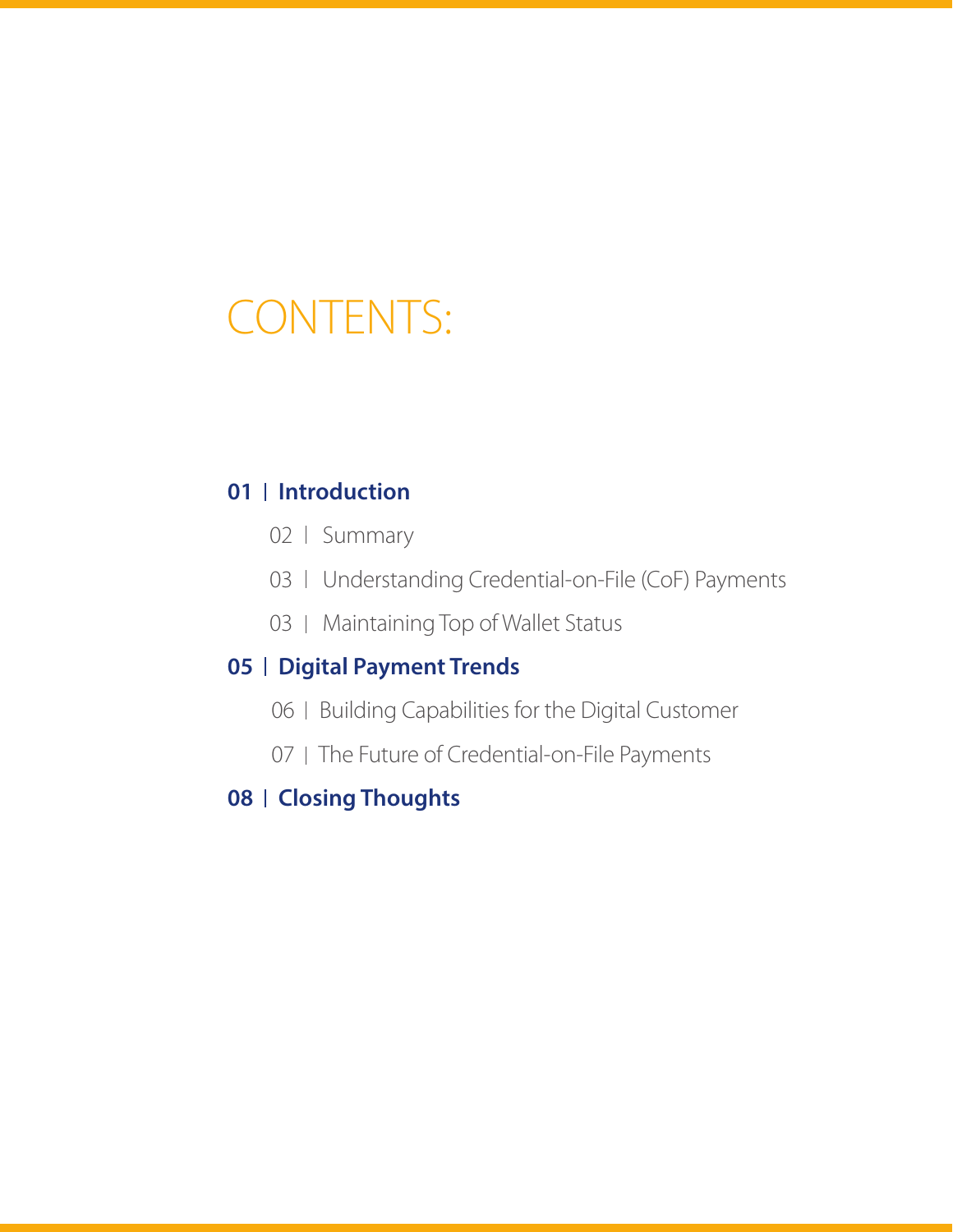# CONTENTS:

**01 | Introduction**

- 02 | Summary
- 03 | Understanding Credential-on-File (CoF) Payments
- 03 | Maintaining Top of Wallet Status

**05 | Digital Payment Trends**

- 06 | Building Capabilities for the Digital Customer
- 07 | The Future of Credential-on-File Payments

**08 | Closing Thoughts**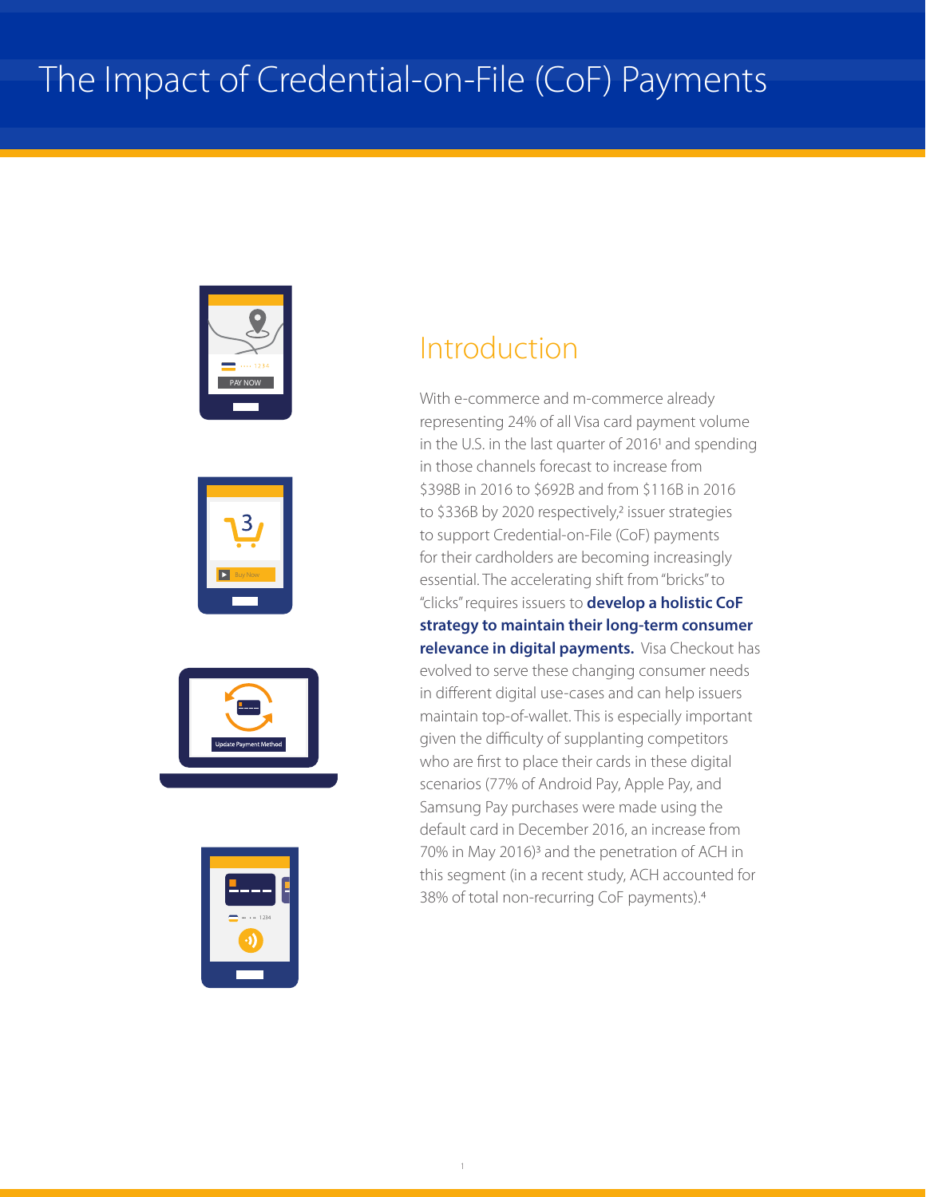# The Impact of Credential-on-File (CoF) Payments

## Introduction

With e-commerce and m-commerce already representing 24% of all Visa card payment volume in the U.S. in the last quarter of 2016[1] and spending in those channels forecast to increase from $398B in 2016 to $692B and from $116B in 2016 to $336B by 2020 respectively,[2] issuer strategies to support Credential-on-File (CoF) payments for their cardholders are becoming increasingly essential. The accelerating shift from "bricks" to "clicks" requires issuers to **develop a holistic CoF strategy to maintain their long-term consumer relevance in digital payments.** Visa Checkout has evolved to serve these changing consumer needs in different digital use-cases and can help issuers maintain top-of-wallet. This is especially important given the difficulty of supplanting competitors who are first to place their cards in these digital scenarios (77% of Android Pay, Apple Pay, and Samsung Pay purchases were made using the default card in December 2016, an increase from 70% in May 2016)[3] and the penetration of ACH in this segment (in a recent study, ACH accounted for 38% of total non-recurring CoF payments).[4]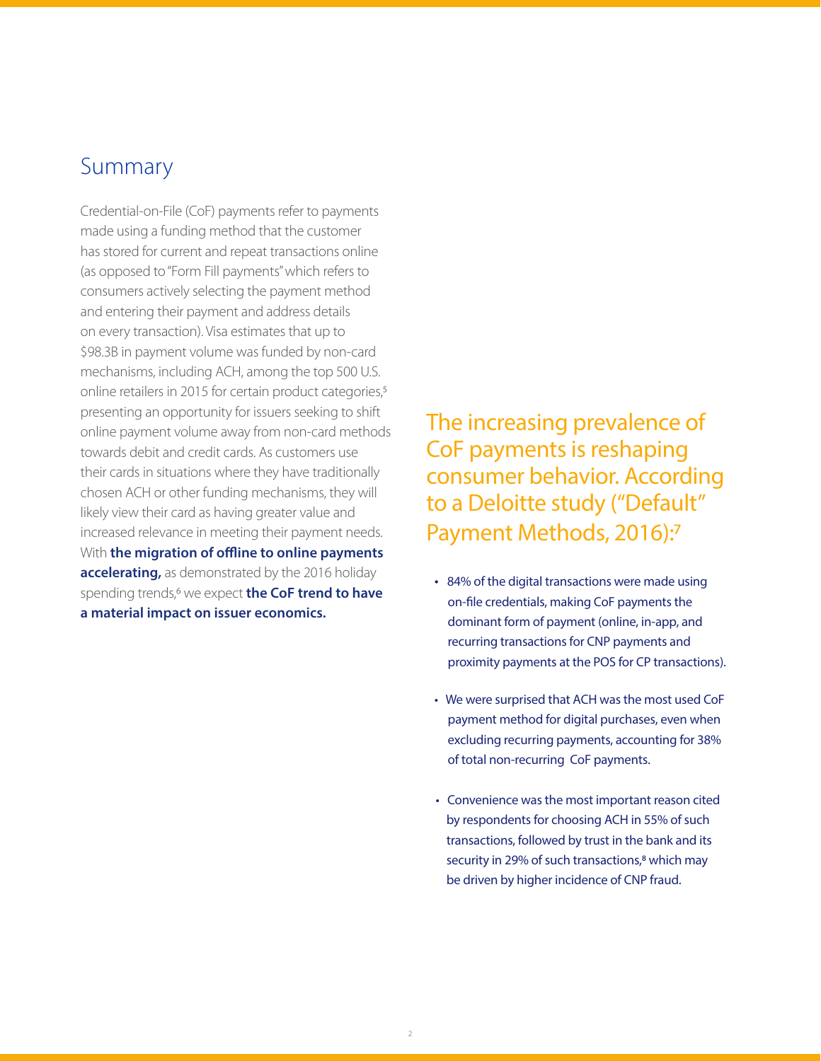## Summary

Credential-on-File (CoF) payments refer to payments made using a funding method that the customer has stored for current and repeat transactions online (as opposed to "Form Fill payments" which refers to consumers actively selecting the payment method and entering their payment and address details on every transaction). Visa estimates that up to $98.3B in payment volume was funded by non-card mechanisms, including ACH, among the top 500 U.S. online retailers in 2015 for certain product categories,[5] presenting an opportunity for issuers seeking to shift online payment volume away from non-card methods towards debit and credit cards. As customers use their cards in situations where they have traditionally chosen ACH or other funding mechanisms, they will likely view their card as having greater value and increased relevance in meeting their payment needs. With **the migration of offline to online payments accelerating,** as demonstrated by the 2016 holiday spending trends,[6] we expect **the CoF trend to have a material impact on issuer economics.**

### The increasing prevalence of CoF payments is reshaping consumer behavior. According to a Deloitte study ("Default" Payment Methods, 2016):[7]

- 84% of the digital transactions were made using on-file credentials, making CoF payments the dominant form of payment (online, in-app, and recurring transactions for CNP payments and proximity payments at the POS for CP transactions).
- We were surprised that ACH was the most used CoF payment method for digital purchases, even when excluding recurring payments, accounting for 38% of total non-recurring CoF payments.
- Convenience was the most important reason cited by respondents for choosing ACH in 55% of such transactions, followed by trust in the bank and its security in 29% of such transactions,[8] which may be driven by higher incidence of CNP fraud.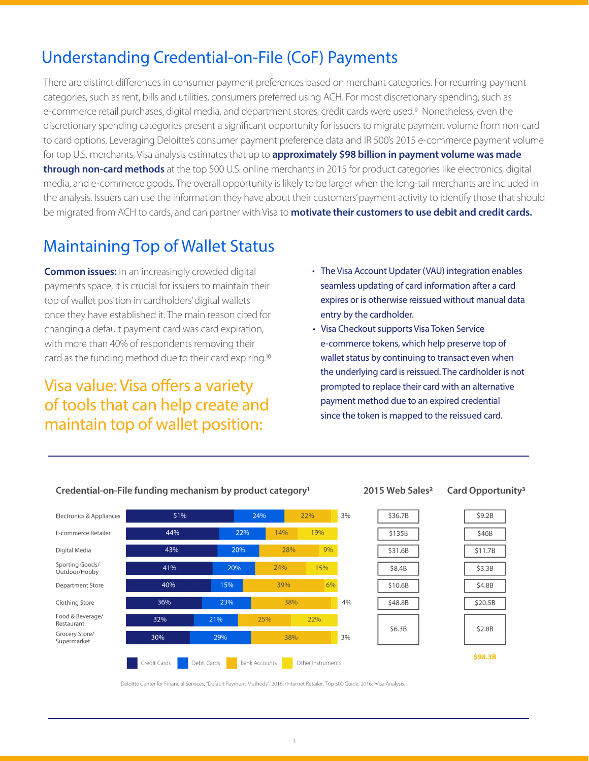## Understanding Credential-on-File (CoF) Payments

There are distinct differences in consumer payment preferences based on merchant categories. For recurring payment categories, such as rent, bills and utilities, consumers preferred using ACH. For most discretionary spending, such as e-commerce retail purchases, digital media, and department stores, credit cards were used.[9] Nonetheless, even the discretionary spending categories present a significant opportunity for issuers to migrate payment volume from non-card to card options. Leveraging Deloitte's consumer payment preference data and IR 500's 2015 e-commerce payment volume for top U.S. merchants, Visa analysis estimates that up to **approximately $98 billion in payment volume was made through non-card methods** at the top 500 U.S. online merchants in 2015 for product categories like electronics, digital media, and e-commerce goods. The overall opportunity is likely to be larger when the long-tail merchants are included in the analysis. Issuers can use the information they have about their customers' payment activity to identify those that should be migrated from ACH to cards, and can partner with Visa to **motivate their customers to use debit and credit cards.**

## Maintaining Top of Wallet Status

**Common issues:** In an increasingly crowded digital payments space, it is crucial for issuers to maintain their top of wallet position in cardholders' digital wallets once they have established it. The main reason cited for changing a default payment card was card expiration, with more than 40% of respondents removing their card as the funding method due to their card expiring.[10]

### Visa value: Visa offers a variety of tools that can help create and maintain top of wallet position:

- The Visa Account Updater (VAU) integration enables seamless updating of card information after a card expires or is otherwise reissued without manual data entry by the cardholder.
- Visa Checkout supports Visa Token Service e-commerce tokens, which help preserve top of wallet status by continuing to transact even when the underlying card is reissued. The cardholder is not prompted to replace their card with an alternative payment method due to an expired credential since the token is mapped to the reissued card.

**Credential-on-File funding mechanism by product category[1]**

| Product category | Credit Cards | Debit Cards | Bank Accounts | Other Instruments | 2015 Web Sales[2] | Card Opportunity[3] |
|---|---|---|---|---|---|---|
| Electronics & Appliances | 51% | 24% | 22% | 3% | $36.7B | $9.2B |
| E-commerce Retailer | 44% | 22% | 14% | 19% | $135B | $46B |
| Digital Media | 43% | 20% | 28% | 9% | $31.6B | $11.7B |
| Sporting Goods/ Outdoor/Hobby | 41% | 20% | 24% | 15% | $8.4B | $3.3B |
| Department Store | 40% | 15% | 39% | 6% | $10.6B | $4.8B |
| Clothing Store | 36% | 23% | 38% | 4% | $48.8B | $20.5B |
| Food & Beverage/ Restaurant | 32% | 21% | 25% | 22% | $6.3B | $2.8B |
| Grocery Store/ Supermarket | 30% | 29% | 38% | 3% | | |
| **Total** | | | | | | **$98.3B** |

[1]Deloitte Center for Financial Services, "Default Payment Methods", 2016; [2]Internet Retailer, Top 500 Guide, 2016; [3]Visa Analysis.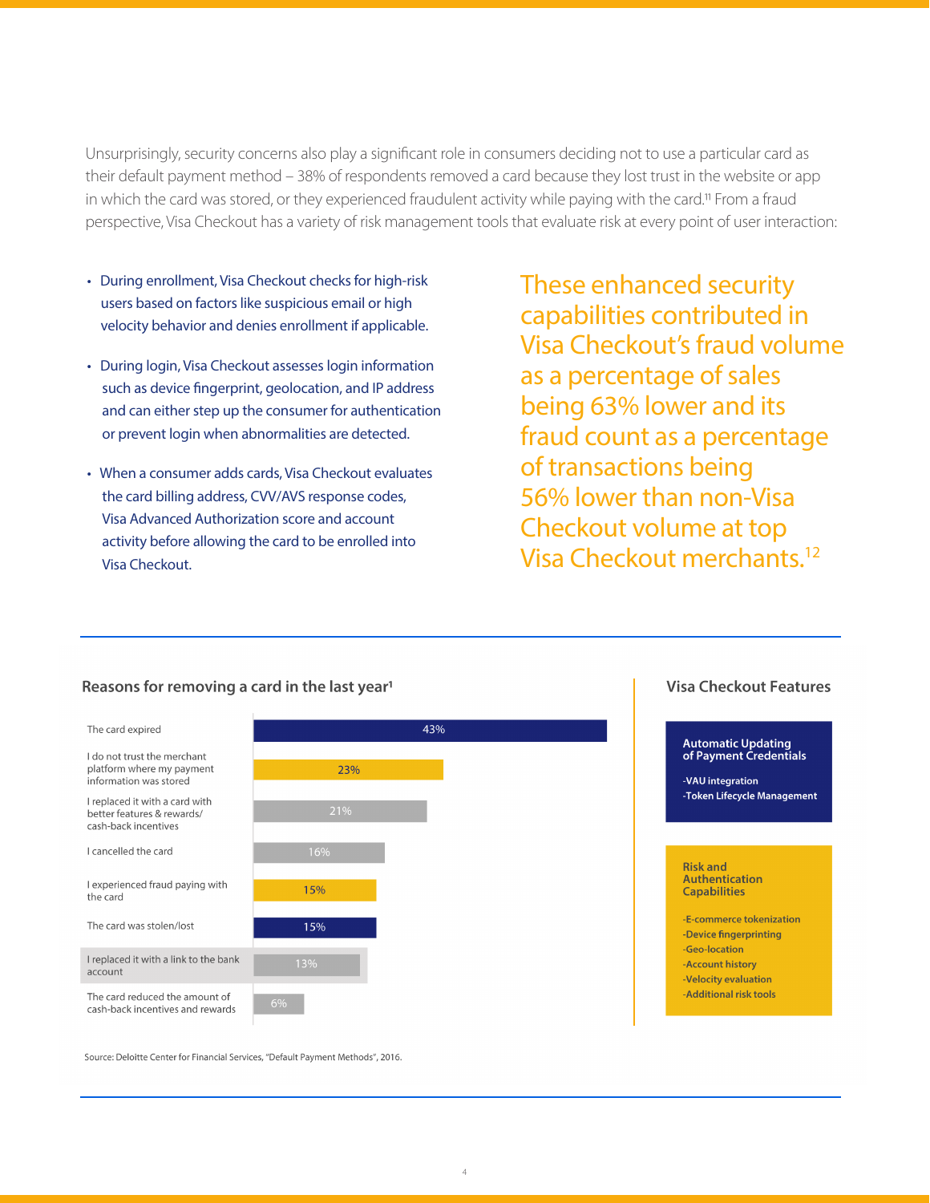Unsurprisingly, security concerns also play a significant role in consumers deciding not to use a particular card as their default payment method – 38% of respondents removed a card because they lost trust in the website or app in which the card was stored, or they experienced fraudulent activity while paying with the card.[11] From a fraud perspective, Visa Checkout has a variety of risk management tools that evaluate risk at every point of user interaction:

- During enrollment, Visa Checkout checks for high-risk users based on factors like suspicious email or high velocity behavior and denies enrollment if applicable.
- During login, Visa Checkout assesses login information such as device fingerprint, geolocation, and IP address and can either step up the consumer for authentication or prevent login when abnormalities are detected.
- When a consumer adds cards, Visa Checkout evaluates the card billing address, CVV/AVS response codes, Visa Advanced Authorization score and account activity before allowing the card to be enrolled into Visa Checkout.

These enhanced security capabilities contributed in Visa Checkout's fraud volume as a percentage of sales being 63% lower and its fraud count as a percentage of transactions being 56% lower than non-Visa Checkout volume at top Visa Checkout merchants.[12]

### Reasons for removing a card in the last year[1]

| Reason | % |
|---|---|
| The card expired | 43% |
| I do not trust the merchant platform where my payment information was stored | 23% |
| I replaced it with a card with better features & rewards/ cash-back incentives | 21% |
| I cancelled the card | 16% |
| I experienced fraud paying with the card | 15% |
| The card was stolen/lost | 15% |
| I replaced it with a link to the bank account | 13% |
| The card reduced the amount of cash-back incentives and rewards | 6% |

Source: Deloitte Center for Financial Services, "Default Payment Methods", 2016.

### Visa Checkout Features

**Automatic Updating of Payment Credentials**

- VAU integration
- Token Lifecycle Management

**Risk and Authentication Capabilities**

- E-commerce tokenization
- Device fingerprinting
- Geo-location
- Account history
- Velocity evaluation
- Additional risk tools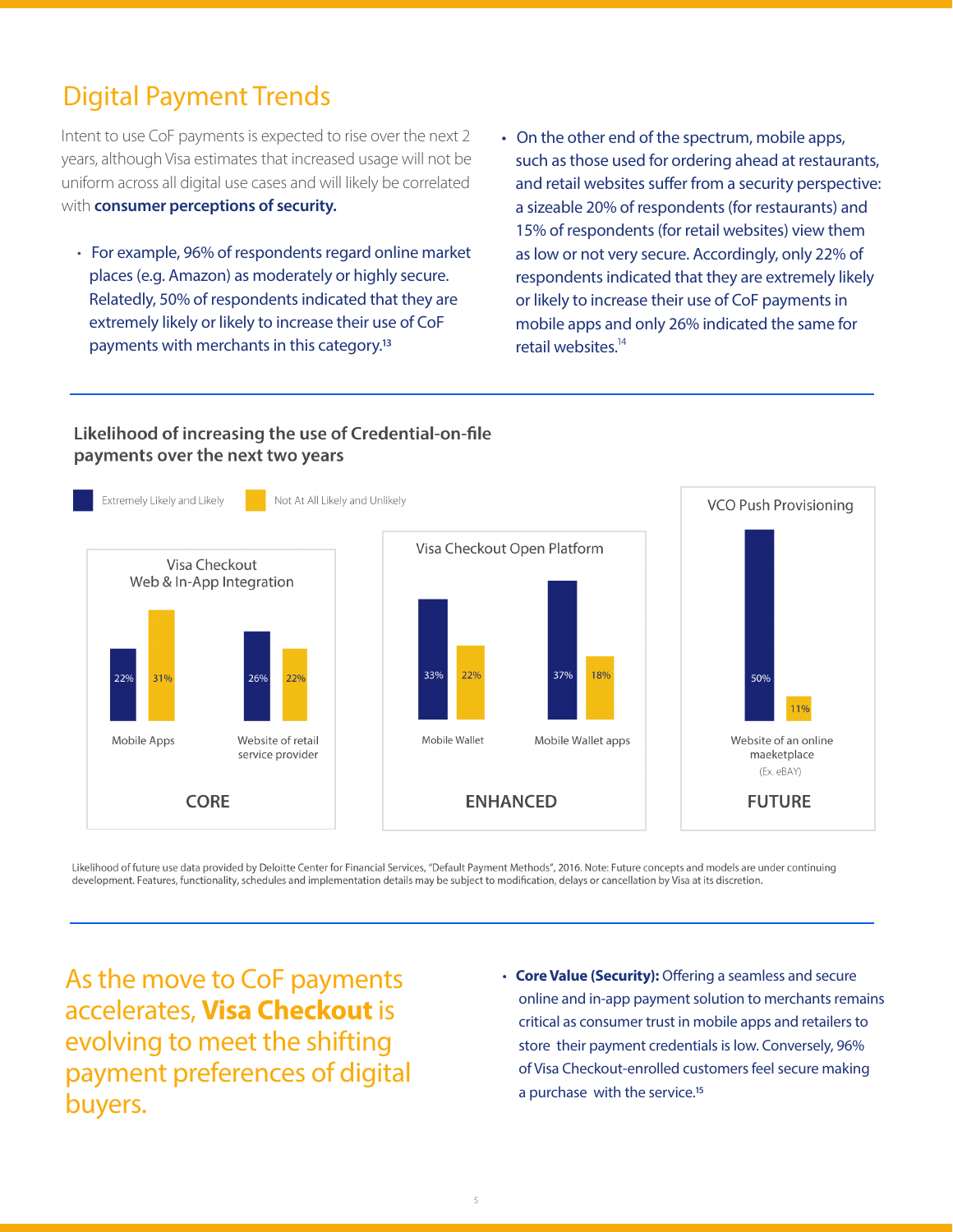# Digital Payment Trends

Intent to use CoF payments is expected to rise over the next 2 years, although Visa estimates that increased usage will not be uniform across all digital use cases and will likely be correlated with **consumer perceptions of security.**

- For example, 96% of respondents regard online market places (e.g. Amazon) as moderately or highly secure. Relatedly, 50% of respondents indicated that they are extremely likely or likely to increase their use of CoF payments with merchants in this category.[13]

- On the other end of the spectrum, mobile apps, such as those used for ordering ahead at restaurants, and retail websites suffer from a security perspective: a sizeable 20% of respondents (for restaurants) and 15% of respondents (for retail websites) view them as low or not very secure. Accordingly, only 22% of respondents indicated that they are extremely likely or likely to increase their use of CoF payments in mobile apps and only 26% indicated the same for retail websites.[14]

### Likelihood of increasing the use of Credential-on-file payments over the next two years

| Category | Product | Use case | Extremely Likely and Likely | Not At All Likely and Unlikely |
|---|---|---|---|---|
| CORE | Visa Checkout Web & In-App Integration | Mobile Apps | 22% | 31% |
| CORE | Visa Checkout Web & In-App Integration | Website of retail service provider | 26% | 22% |
| ENHANCED | Visa Checkout Open Platform | Mobile Wallet | 33% | 22% |
| ENHANCED | Visa Checkout Open Platform | Mobile Wallet apps | 37% | 18% |
| FUTURE | VCO Push Provisioning | Website of an online maeketplace (Ex. eBAY) | 50% | 11% |

Likelihood of future use data provided by Deloitte Center for Financial Services, "Default Payment Methods", 2016. Note: Future concepts and models are under continuing development. Features, functionality, schedules and implementation details may be subject to modification, delays or cancellation by Visa at its discretion.

## As the move to CoF payments accelerates, **Visa Checkout** is evolving to meet the shifting payment preferences of digital buyers.

- **Core Value (Security):** Offering a seamless and secure online and in-app payment solution to merchants remains critical as consumer trust in mobile apps and retailers to store their payment credentials is low. Conversely, 96% of Visa Checkout-enrolled customers feel secure making a purchase with the service.[15]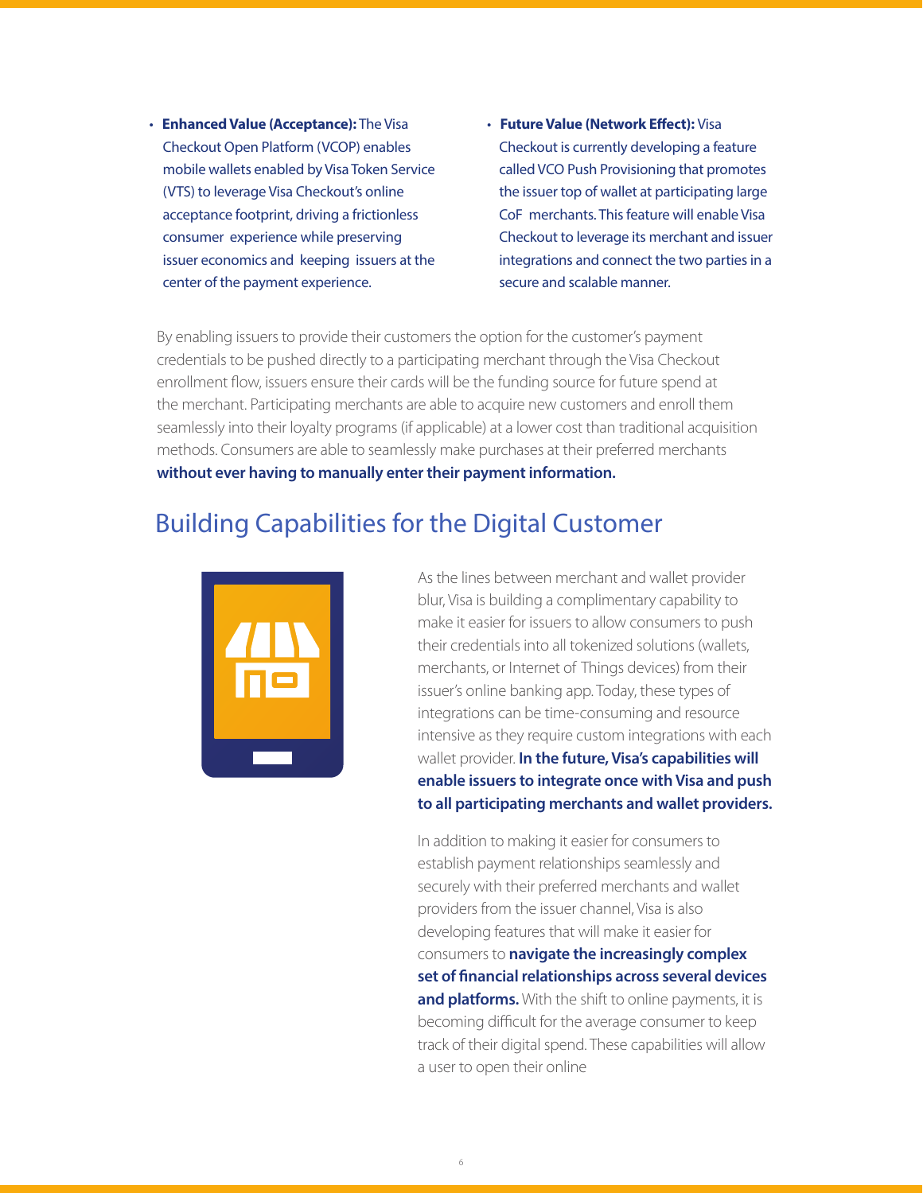- **Enhanced Value (Acceptance):** The Visa Checkout Open Platform (VCOP) enables mobile wallets enabled by Visa Token Service (VTS) to leverage Visa Checkout's online acceptance footprint, driving a frictionless consumer experience while preserving issuer economics and keeping issuers at the center of the payment experience.
- **Future Value (Network Effect):** Visa Checkout is currently developing a feature called VCO Push Provisioning that promotes the issuer top of wallet at participating large CoF merchants. This feature will enable Visa Checkout to leverage its merchant and issuer integrations and connect the two parties in a secure and scalable manner.

By enabling issuers to provide their customers the option for the customer's payment credentials to be pushed directly to a participating merchant through the Visa Checkout enrollment flow, issuers ensure their cards will be the funding source for future spend at the merchant. Participating merchants are able to acquire new customers and enroll them seamlessly into their loyalty programs (if applicable) at a lower cost than traditional acquisition methods. Consumers are able to seamlessly make purchases at their preferred merchants **without ever having to manually enter their payment information.**

## Building Capabilities for the Digital Customer

As the lines between merchant and wallet provider blur, Visa is building a complimentary capability to make it easier for issuers to allow consumers to push their credentials into all tokenized solutions (wallets, merchants, or Internet of Things devices) from their issuer's online banking app. Today, these types of integrations can be time-consuming and resource intensive as they require custom integrations with each wallet provider. **In the future, Visa's capabilities will enable issuers to integrate once with Visa and push to all participating merchants and wallet providers.**

In addition to making it easier for consumers to establish payment relationships seamlessly and securely with their preferred merchants and wallet providers from the issuer channel, Visa is also developing features that will make it easier for consumers to **navigate the increasingly complex set of financial relationships across several devices and platforms.** With the shift to online payments, it is becoming difficult for the average consumer to keep track of their digital spend. These capabilities will allow a user to open their online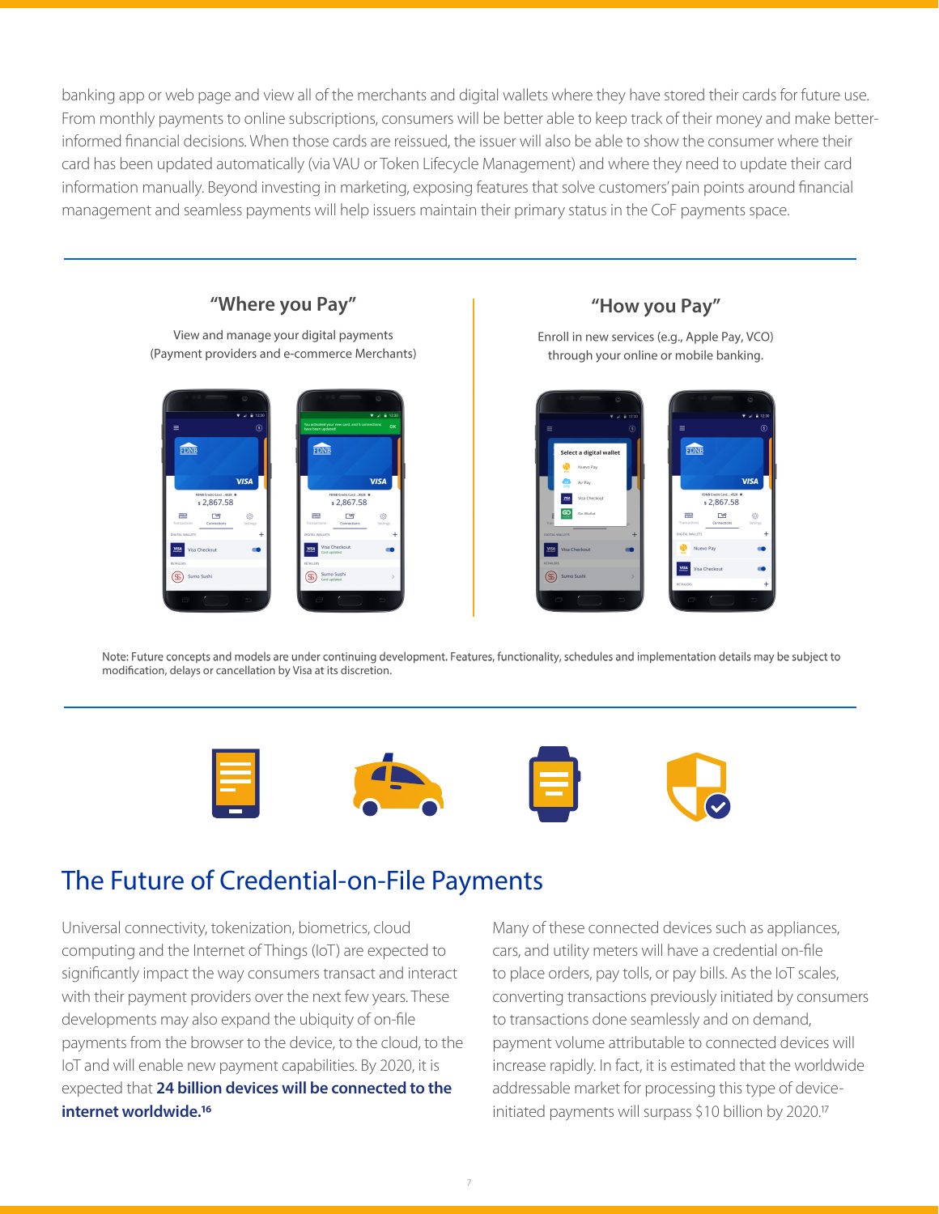banking app or web page and view all of the merchants and digital wallets where they have stored their cards for future use. From monthly payments to online subscriptions, consumers will be better able to keep track of their money and make better-informed financial decisions. When those cards are reissued, the issuer will also be able to show the consumer where their card has been updated automatically (via VAU or Token Lifecycle Management) and where they need to update their card information manually. Beyond investing in marketing, exposing features that solve customers' pain points around financial management and seamless payments will help issuers maintain their primary status in the CoF payments space.

### "Where you Pay"

View and manage your digital payments
(Payment providers and e-commerce Merchants)

### "How you Pay"

Enroll in new services (e.g., Apple Pay, VCO)
through your online or mobile banking.

Note: Future concepts and models are under continuing development. Features, functionality, schedules and implementation details may be subject to modification, delays or cancellation by Visa at its discretion.

## The Future of Credential-on-File Payments

Universal connectivity, tokenization, biometrics, cloud computing and the Internet of Things (IoT) are expected to significantly impact the way consumers transact and interact with their payment providers over the next few years. These developments may also expand the ubiquity of on-file payments from the browser to the device, to the cloud, to the IoT and will enable new payment capabilities. By 2020, it is expected that **24 billion devices will be connected to the internet worldwide.**[16]

Many of these connected devices such as appliances, cars, and utility meters will have a credential on-file to place orders, pay tolls, or pay bills. As the IoT scales, converting transactions previously initiated by consumers to transactions done seamlessly and on demand, payment volume attributable to connected devices will increase rapidly. In fact, it is estimated that the worldwide addressable market for processing this type of device-initiated payments will surpass $10 billion by 2020.[17]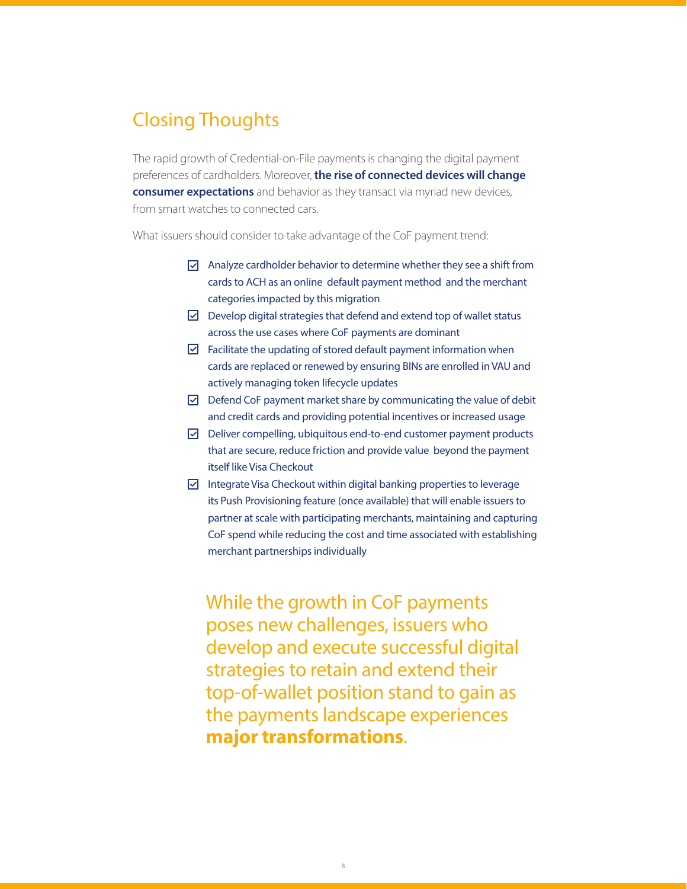## Closing Thoughts

The rapid growth of Credential-on-File payments is changing the digital payment preferences of cardholders. Moreover, **the rise of connected devices will change consumer expectations** and behavior as they transact via myriad new devices, from smart watches to connected cars.

What issuers should consider to take advantage of the CoF payment trend:

- ☑ Analyze cardholder behavior to determine whether they see a shift from cards to ACH as an online default payment method and the merchant categories impacted by this migration
- ☑ Develop digital strategies that defend and extend top of wallet status across the use cases where CoF payments are dominant
- ☑ Facilitate the updating of stored default payment information when cards are replaced or renewed by ensuring BINs are enrolled in VAU and actively managing token lifecycle updates
- ☑ Defend CoF payment market share by communicating the value of debit and credit cards and providing potential incentives or increased usage
- ☑ Deliver compelling, ubiquitous end-to-end customer payment products that are secure, reduce friction and provide value beyond the payment itself like Visa Checkout
- ☑ Integrate Visa Checkout within digital banking properties to leverage its Push Provisioning feature (once available) that will enable issuers to partner at scale with participating merchants, maintaining and capturing CoF spend while reducing the cost and time associated with establishing merchant partnerships individually

While the growth in CoF payments poses new challenges, issuers who develop and execute successful digital strategies to retain and extend their top-of-wallet position stand to gain as the payments landscape experiences **major transformations**.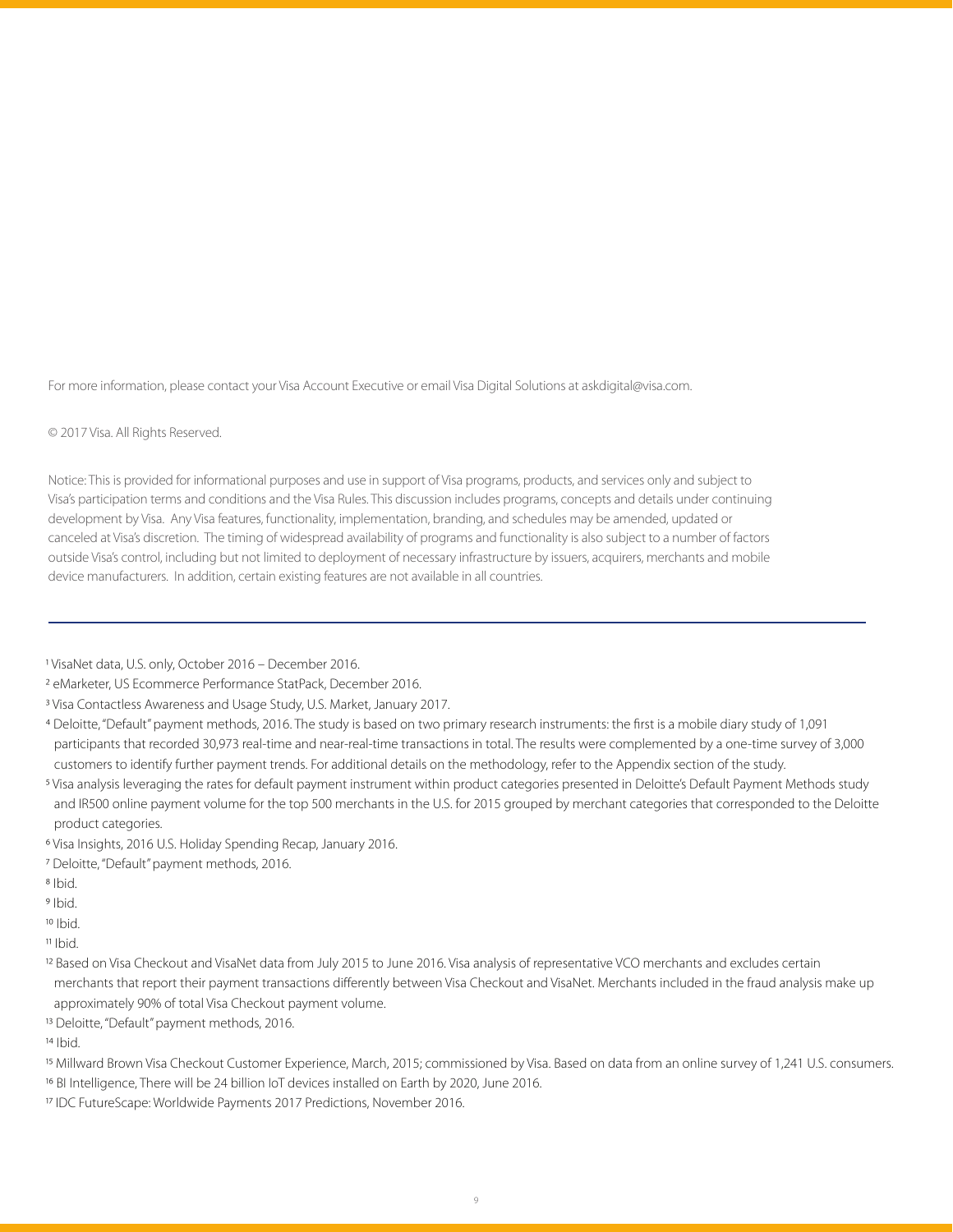For more information, please contact your Visa Account Executive or email Visa Digital Solutions at askdigital@visa.com.

© 2017 Visa. All Rights Reserved.

Notice: This is provided for informational purposes and use in support of Visa programs, products, and services only and subject to Visa's participation terms and conditions and the Visa Rules. This discussion includes programs, concepts and details under continuing development by Visa. Any Visa features, functionality, implementation, branding, and schedules may be amended, updated or canceled at Visa's discretion. The timing of widespread availability of programs and functionality is also subject to a number of factors outside Visa's control, including but not limited to deployment of necessary infrastructure by issuers, acquirers, merchants and mobile device manufacturers. In addition, certain existing features are not available in all countries.

---

[1] VisaNet data, U.S. only, October 2016 – December 2016.

[2] eMarketer, US Ecommerce Performance StatPack, December 2016.

[3] Visa Contactless Awareness and Usage Study, U.S. Market, January 2017.

[4] Deloitte, "Default" payment methods, 2016. The study is based on two primary research instruments: the first is a mobile diary study of 1,091 participants that recorded 30,973 real-time and near-real-time transactions in total. The results were complemented by a one-time survey of 3,000 customers to identify further payment trends. For additional details on the methodology, refer to the Appendix section of the study.

[5] Visa analysis leveraging the rates for default payment instrument within product categories presented in Deloitte's Default Payment Methods study and IR500 online payment volume for the top 500 merchants in the U.S. for 2015 grouped by merchant categories that corresponded to the Deloitte product categories.

[6] Visa Insights, 2016 U.S. Holiday Spending Recap, January 2016.

[7] Deloitte, "Default" payment methods, 2016.

[8] Ibid.

[9] Ibid.

[10] Ibid.

[11] Ibid.

[12] Based on Visa Checkout and VisaNet data from July 2015 to June 2016. Visa analysis of representative VCO merchants and excludes certain merchants that report their payment transactions differently between Visa Checkout and VisaNet. Merchants included in the fraud analysis make up approximately 90% of total Visa Checkout payment volume.

[13] Deloitte, "Default" payment methods, 2016.

[14] Ibid.

[15] Millward Brown Visa Checkout Customer Experience, March, 2015; commissioned by Visa. Based on data from an online survey of 1,241 U.S. consumers.

[16] BI Intelligence, There will be 24 billion IoT devices installed on Earth by 2020, June 2016.

[17] IDC FutureScape: Worldwide Payments 2017 Predictions, November 2016.